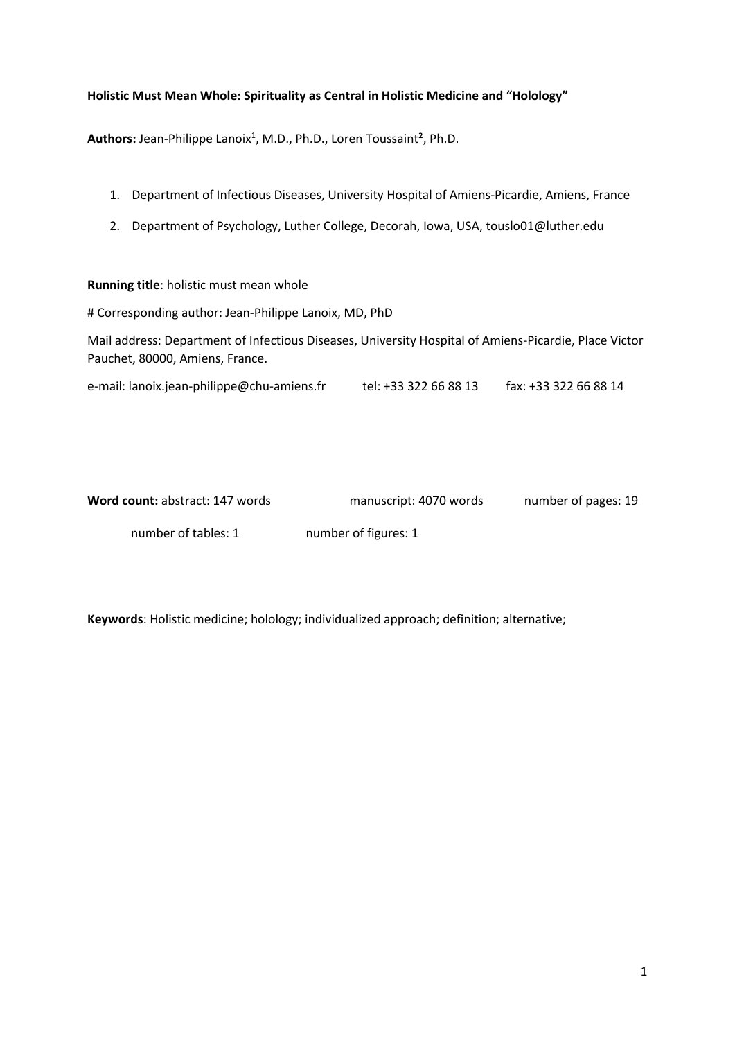**Holistic Must Mean Whole: Spirituality as Central in Holistic Medicine and "Holology"**

**Authors:** Jean-Philippe Lanoix[1], M.D., Ph.D., Loren Toussaint[2], Ph.D.

1. Department of Infectious Diseases, University Hospital of Amiens-Picardie, Amiens, France
2. Department of Psychology, Luther College, Decorah, Iowa, USA, touslo01@luther.edu

**Running title**: holistic must mean whole

# Corresponding author: Jean-Philippe Lanoix, MD, PhD

Mail address: Department of Infectious Diseases, University Hospital of Amiens-Picardie, Place Victor Pauchet, 80000, Amiens, France.

e-mail: lanoix.jean-philippe@chu-amiens.fr tel: +33 322 66 88 13 fax: +33 322 66 88 14

**Word count:** abstract: 147 words manuscript: 4070 words number of pages: 19

number of tables: 1 number of figures: 1

**Keywords**: Holistic medicine; holology; individualized approach; definition; alternative;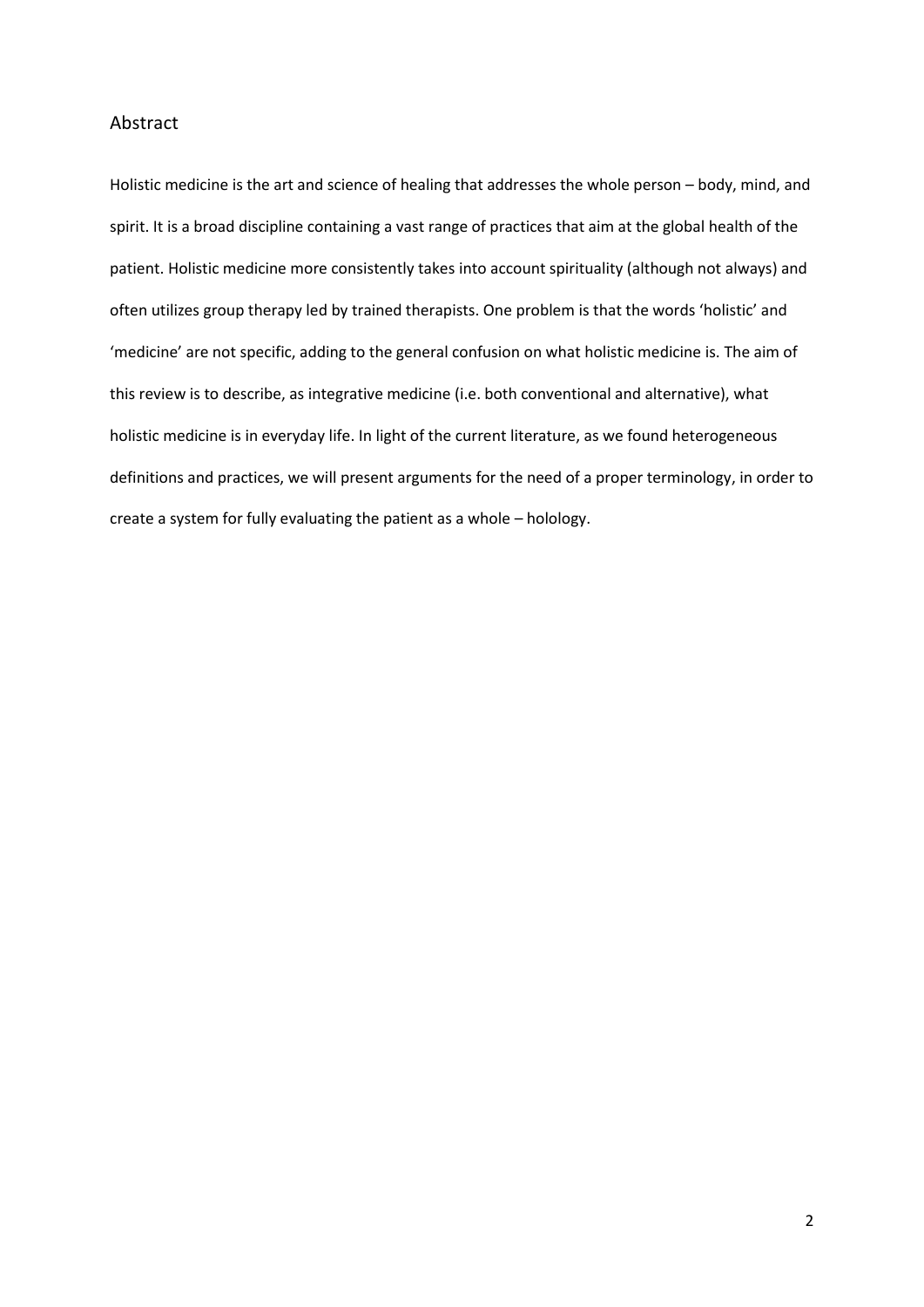## Abstract

Holistic medicine is the art and science of healing that addresses the whole person – body, mind, and spirit. It is a broad discipline containing a vast range of practices that aim at the global health of the patient. Holistic medicine more consistently takes into account spirituality (although not always) and often utilizes group therapy led by trained therapists. One problem is that the words 'holistic' and 'medicine' are not specific, adding to the general confusion on what holistic medicine is. The aim of this review is to describe, as integrative medicine (i.e. both conventional and alternative), what holistic medicine is in everyday life. In light of the current literature, as we found heterogeneous definitions and practices, we will present arguments for the need of a proper terminology, in order to create a system for fully evaluating the patient as a whole – holology.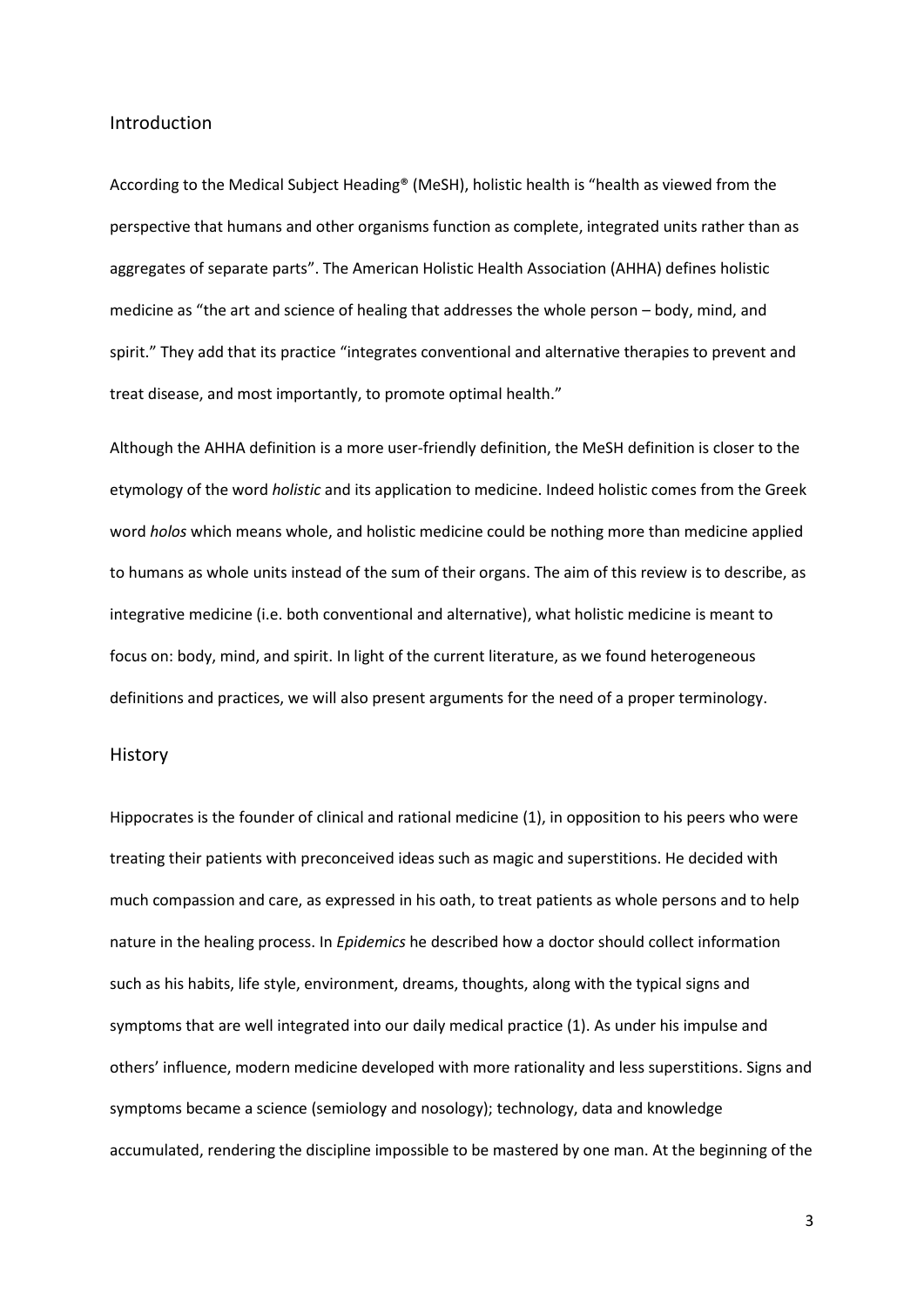## Introduction

According to the Medical Subject Heading® (MeSH), holistic health is "health as viewed from the perspective that humans and other organisms function as complete, integrated units rather than as aggregates of separate parts". The American Holistic Health Association (AHHA) defines holistic medicine as "the art and science of healing that addresses the whole person – body, mind, and spirit." They add that its practice "integrates conventional and alternative therapies to prevent and treat disease, and most importantly, to promote optimal health."

Although the AHHA definition is a more user-friendly definition, the MeSH definition is closer to the etymology of the word *holistic* and its application to medicine. Indeed holistic comes from the Greek word *holos* which means whole, and holistic medicine could be nothing more than medicine applied to humans as whole units instead of the sum of their organs. The aim of this review is to describe, as integrative medicine (i.e. both conventional and alternative), what holistic medicine is meant to focus on: body, mind, and spirit. In light of the current literature, as we found heterogeneous definitions and practices, we will also present arguments for the need of a proper terminology.

## History

Hippocrates is the founder of clinical and rational medicine (1), in opposition to his peers who were treating their patients with preconceived ideas such as magic and superstitions. He decided with much compassion and care, as expressed in his oath, to treat patients as whole persons and to help nature in the healing process. In *Epidemics* he described how a doctor should collect information such as his habits, life style, environment, dreams, thoughts, along with the typical signs and symptoms that are well integrated into our daily medical practice (1). As under his impulse and others' influence, modern medicine developed with more rationality and less superstitions. Signs and symptoms became a science (semiology and nosology); technology, data and knowledge accumulated, rendering the discipline impossible to be mastered by one man. At the beginning of the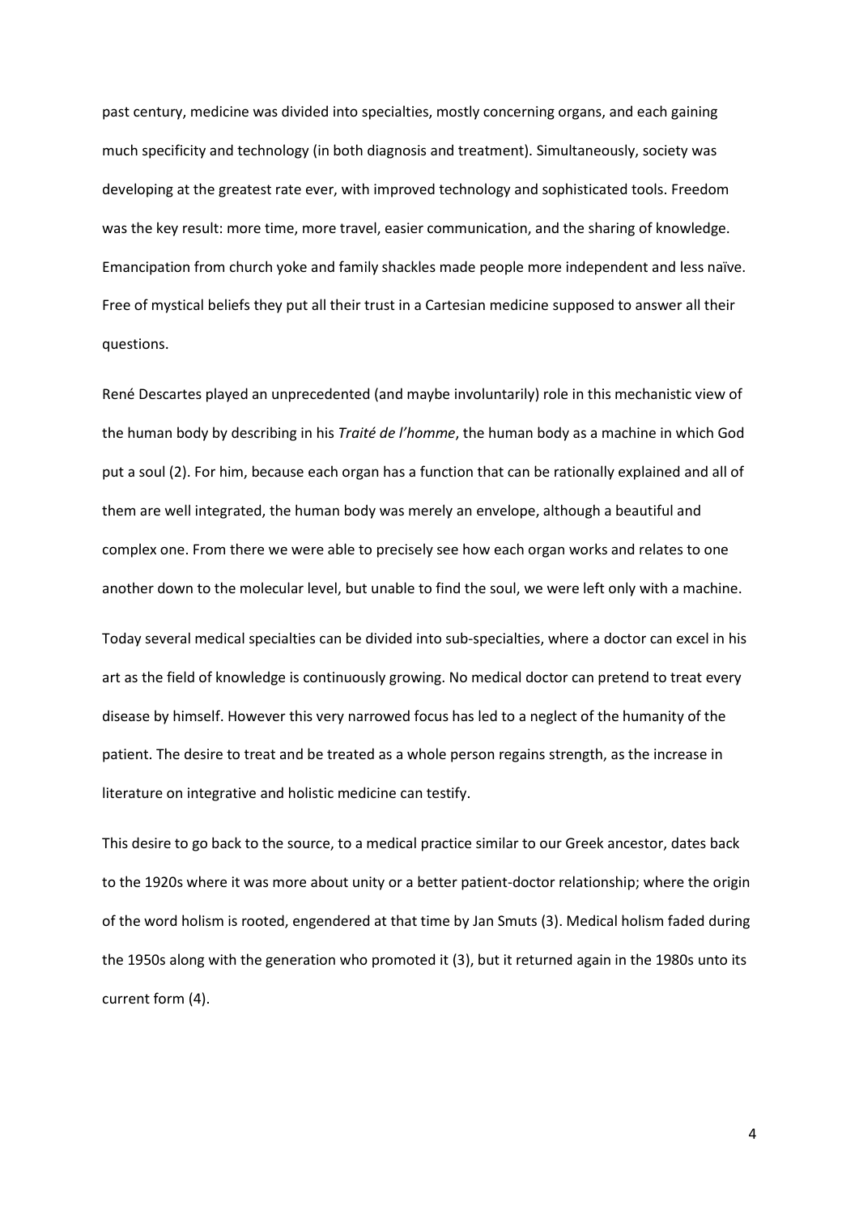past century, medicine was divided into specialties, mostly concerning organs, and each gaining much specificity and technology (in both diagnosis and treatment). Simultaneously, society was developing at the greatest rate ever, with improved technology and sophisticated tools. Freedom was the key result: more time, more travel, easier communication, and the sharing of knowledge. Emancipation from church yoke and family shackles made people more independent and less naïve. Free of mystical beliefs they put all their trust in a Cartesian medicine supposed to answer all their questions.

René Descartes played an unprecedented (and maybe involuntarily) role in this mechanistic view of the human body by describing in his *Traité de l'homme*, the human body as a machine in which God put a soul (2). For him, because each organ has a function that can be rationally explained and all of them are well integrated, the human body was merely an envelope, although a beautiful and complex one. From there we were able to precisely see how each organ works and relates to one another down to the molecular level, but unable to find the soul, we were left only with a machine.

Today several medical specialties can be divided into sub-specialties, where a doctor can excel in his art as the field of knowledge is continuously growing. No medical doctor can pretend to treat every disease by himself. However this very narrowed focus has led to a neglect of the humanity of the patient. The desire to treat and be treated as a whole person regains strength, as the increase in literature on integrative and holistic medicine can testify.

This desire to go back to the source, to a medical practice similar to our Greek ancestor, dates back to the 1920s where it was more about unity or a better patient-doctor relationship; where the origin of the word holism is rooted, engendered at that time by Jan Smuts (3). Medical holism faded during the 1950s along with the generation who promoted it (3), but it returned again in the 1980s unto its current form (4).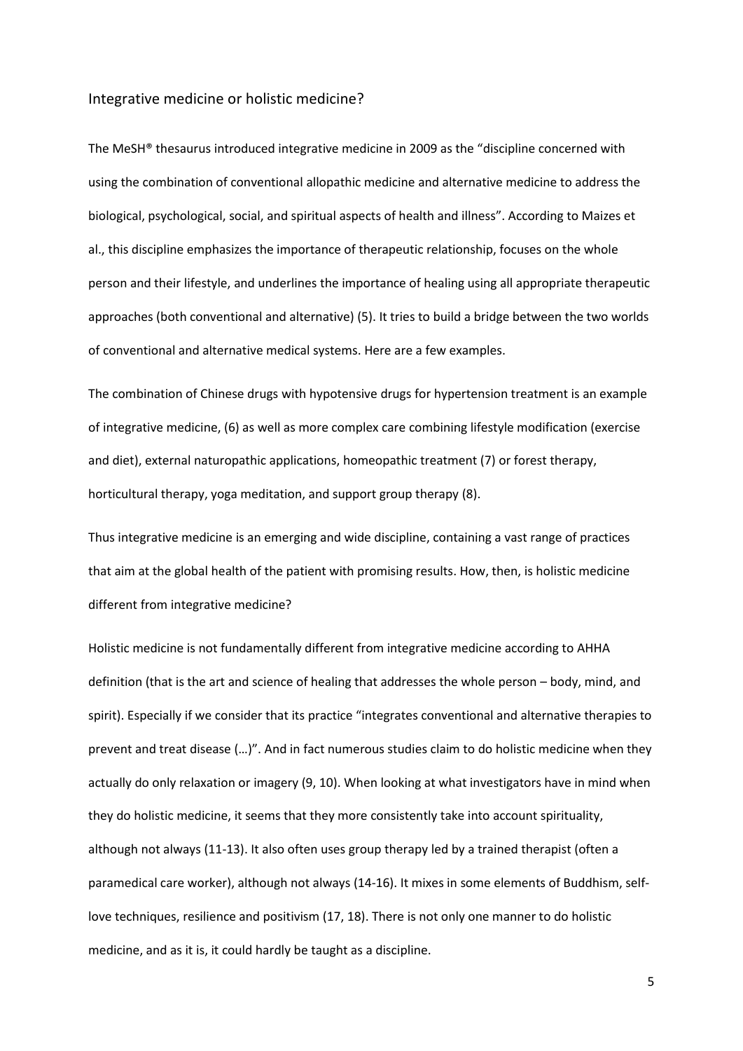## Integrative medicine or holistic medicine?

The MeSH® thesaurus introduced integrative medicine in 2009 as the "discipline concerned with using the combination of conventional allopathic medicine and alternative medicine to address the biological, psychological, social, and spiritual aspects of health and illness". According to Maizes et al., this discipline emphasizes the importance of therapeutic relationship, focuses on the whole person and their lifestyle, and underlines the importance of healing using all appropriate therapeutic approaches (both conventional and alternative) (5). It tries to build a bridge between the two worlds of conventional and alternative medical systems. Here are a few examples.

The combination of Chinese drugs with hypotensive drugs for hypertension treatment is an example of integrative medicine, (6) as well as more complex care combining lifestyle modification (exercise and diet), external naturopathic applications, homeopathic treatment (7) or forest therapy, horticultural therapy, yoga meditation, and support group therapy (8).

Thus integrative medicine is an emerging and wide discipline, containing a vast range of practices that aim at the global health of the patient with promising results. How, then, is holistic medicine different from integrative medicine?

Holistic medicine is not fundamentally different from integrative medicine according to AHHA definition (that is the art and science of healing that addresses the whole person – body, mind, and spirit). Especially if we consider that its practice "integrates conventional and alternative therapies to prevent and treat disease (…)". And in fact numerous studies claim to do holistic medicine when they actually do only relaxation or imagery (9, 10). When looking at what investigators have in mind when they do holistic medicine, it seems that they more consistently take into account spirituality, although not always (11-13). It also often uses group therapy led by a trained therapist (often a paramedical care worker), although not always (14-16). It mixes in some elements of Buddhism, self-love techniques, resilience and positivism (17, 18). There is not only one manner to do holistic medicine, and as it is, it could hardly be taught as a discipline.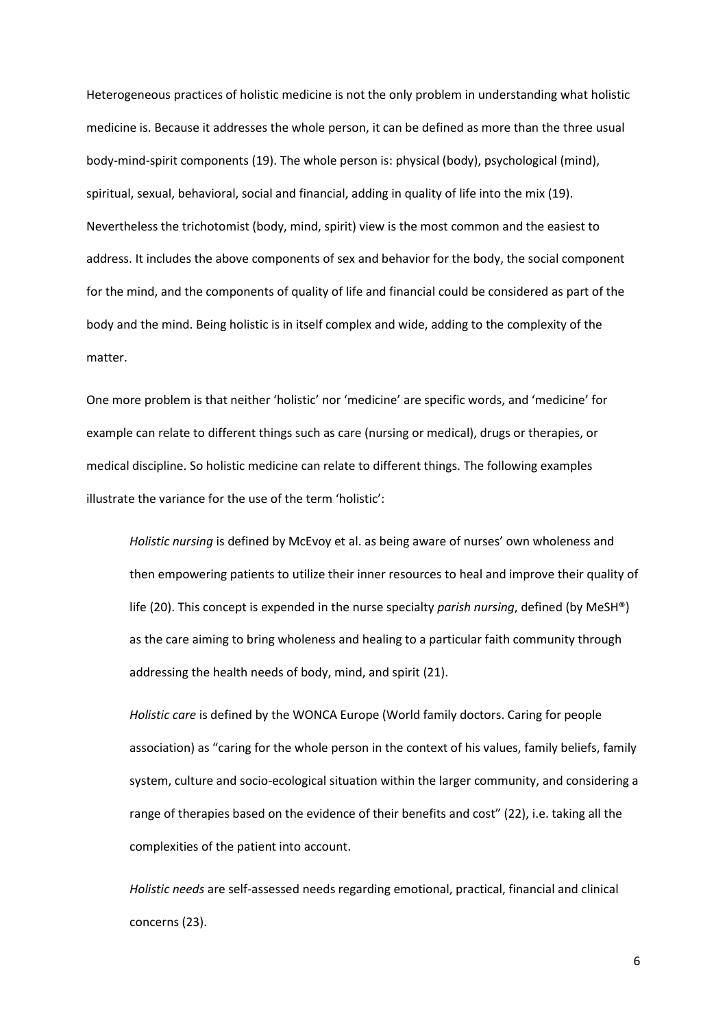Heterogeneous practices of holistic medicine is not the only problem in understanding what holistic medicine is. Because it addresses the whole person, it can be defined as more than the three usual body-mind-spirit components (19). The whole person is: physical (body), psychological (mind), spiritual, sexual, behavioral, social and financial, adding in quality of life into the mix (19). Nevertheless the trichotomist (body, mind, spirit) view is the most common and the easiest to address. It includes the above components of sex and behavior for the body, the social component for the mind, and the components of quality of life and financial could be considered as part of the body and the mind. Being holistic is in itself complex and wide, adding to the complexity of the matter.

One more problem is that neither 'holistic' nor 'medicine' are specific words, and 'medicine' for example can relate to different things such as care (nursing or medical), drugs or therapies, or medical discipline. So holistic medicine can relate to different things. The following examples illustrate the variance for the use of the term 'holistic':

> *Holistic nursing* is defined by McEvoy et al. as being aware of nurses' own wholeness and then empowering patients to utilize their inner resources to heal and improve their quality of life (20). This concept is expended in the nurse specialty *parish nursing*, defined (by MeSH®) as the care aiming to bring wholeness and healing to a particular faith community through addressing the health needs of body, mind, and spirit (21).
>
> *Holistic care* is defined by the WONCA Europe (World family doctors. Caring for people association) as "caring for the whole person in the context of his values, family beliefs, family system, culture and socio-ecological situation within the larger community, and considering a range of therapies based on the evidence of their benefits and cost" (22), i.e. taking all the complexities of the patient into account.
>
> *Holistic needs* are self-assessed needs regarding emotional, practical, financial and clinical concerns (23).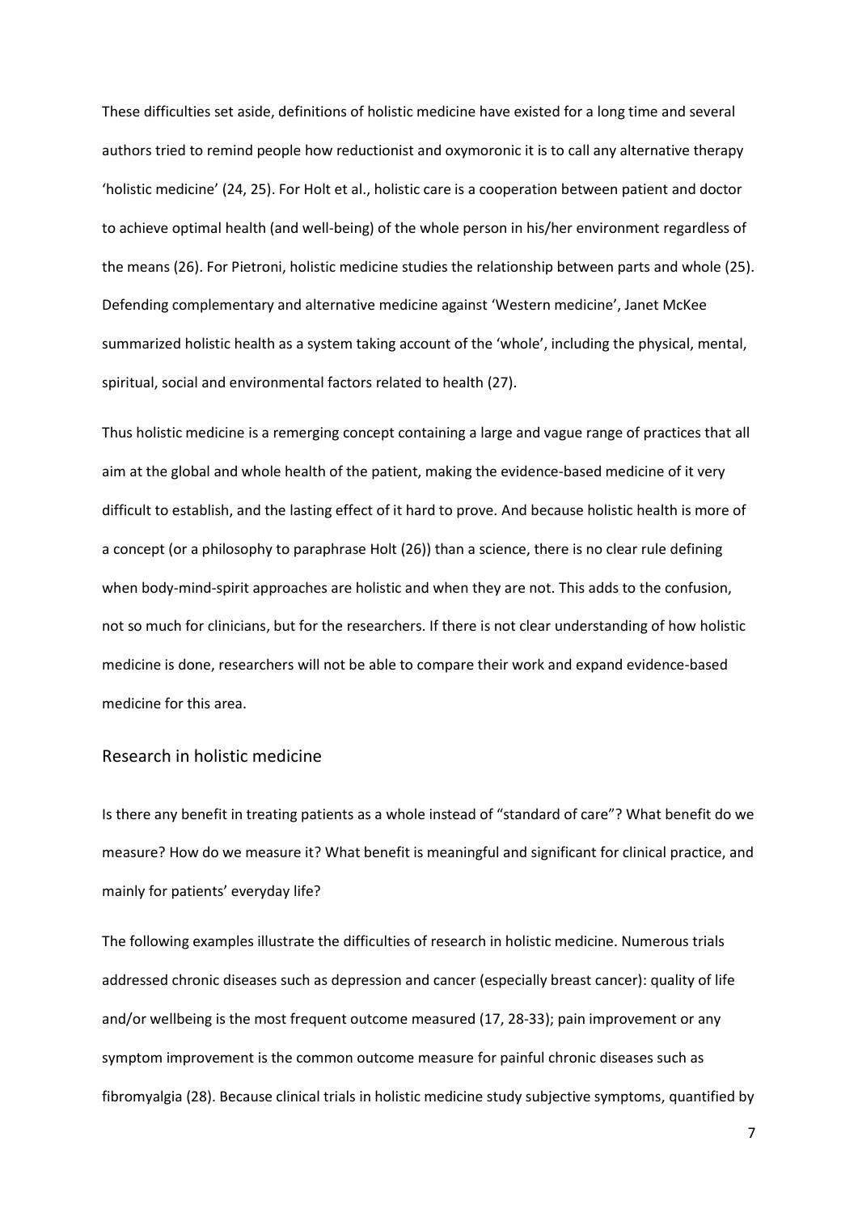These difficulties set aside, definitions of holistic medicine have existed for a long time and several authors tried to remind people how reductionist and oxymoronic it is to call any alternative therapy 'holistic medicine' (24, 25). For Holt et al., holistic care is a cooperation between patient and doctor to achieve optimal health (and well-being) of the whole person in his/her environment regardless of the means (26). For Pietroni, holistic medicine studies the relationship between parts and whole (25). Defending complementary and alternative medicine against 'Western medicine', Janet McKee summarized holistic health as a system taking account of the 'whole', including the physical, mental, spiritual, social and environmental factors related to health (27).

Thus holistic medicine is a remerging concept containing a large and vague range of practices that all aim at the global and whole health of the patient, making the evidence-based medicine of it very difficult to establish, and the lasting effect of it hard to prove. And because holistic health is more of a concept (or a philosophy to paraphrase Holt (26)) than a science, there is no clear rule defining when body-mind-spirit approaches are holistic and when they are not. This adds to the confusion, not so much for clinicians, but for the researchers. If there is not clear understanding of how holistic medicine is done, researchers will not be able to compare their work and expand evidence-based medicine for this area.

## Research in holistic medicine

Is there any benefit in treating patients as a whole instead of "standard of care"? What benefit do we measure? How do we measure it? What benefit is meaningful and significant for clinical practice, and mainly for patients' everyday life?

The following examples illustrate the difficulties of research in holistic medicine. Numerous trials addressed chronic diseases such as depression and cancer (especially breast cancer): quality of life and/or wellbeing is the most frequent outcome measured (17, 28-33); pain improvement or any symptom improvement is the common outcome measure for painful chronic diseases such as fibromyalgia (28). Because clinical trials in holistic medicine study subjective symptoms, quantified by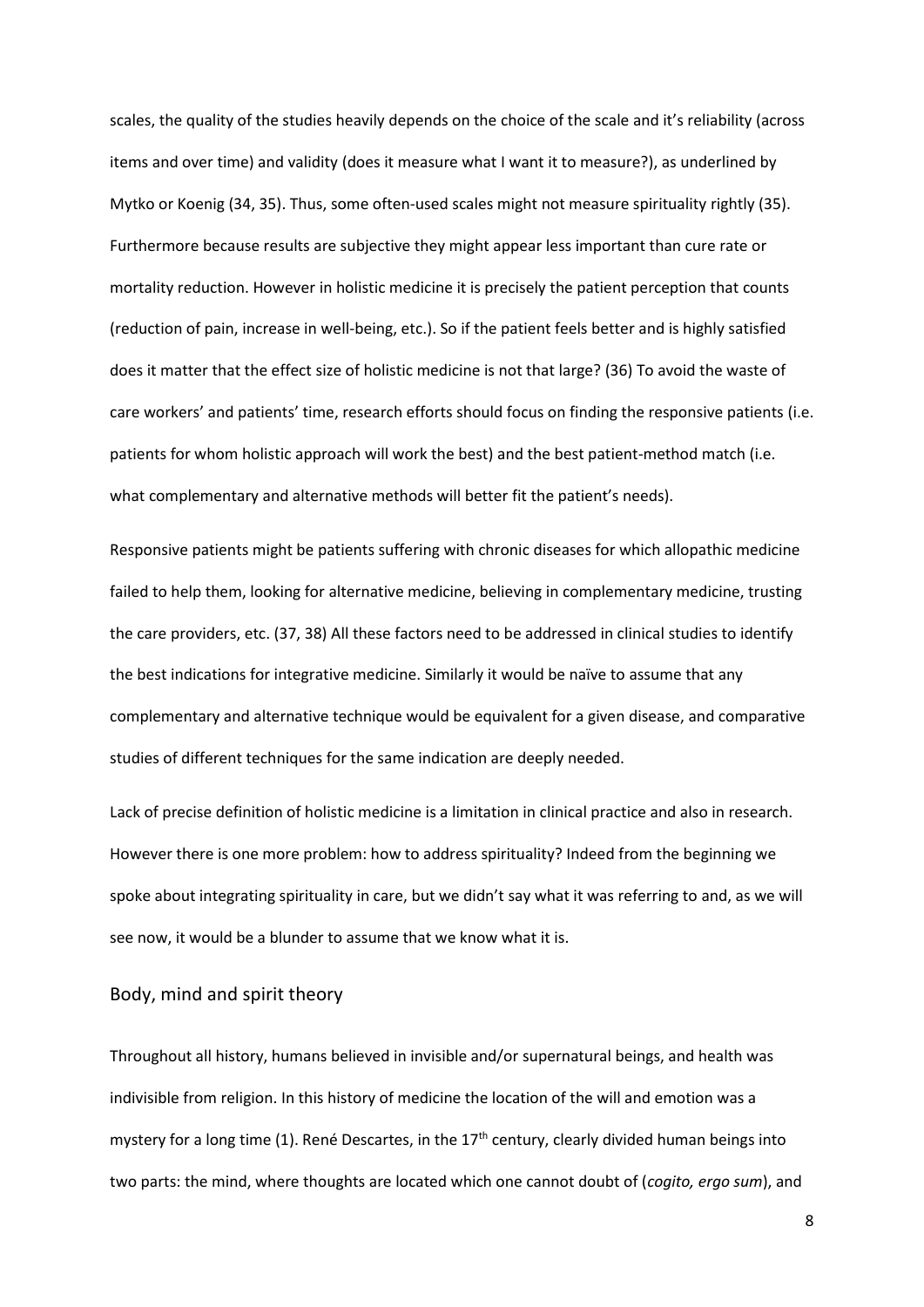scales, the quality of the studies heavily depends on the choice of the scale and it's reliability (across items and over time) and validity (does it measure what I want it to measure?), as underlined by Mytko or Koenig (34, 35). Thus, some often-used scales might not measure spirituality rightly (35). Furthermore because results are subjective they might appear less important than cure rate or mortality reduction. However in holistic medicine it is precisely the patient perception that counts (reduction of pain, increase in well-being, etc.). So if the patient feels better and is highly satisfied does it matter that the effect size of holistic medicine is not that large? (36) To avoid the waste of care workers' and patients' time, research efforts should focus on finding the responsive patients (i.e. patients for whom holistic approach will work the best) and the best patient-method match (i.e. what complementary and alternative methods will better fit the patient's needs).

Responsive patients might be patients suffering with chronic diseases for which allopathic medicine failed to help them, looking for alternative medicine, believing in complementary medicine, trusting the care providers, etc. (37, 38) All these factors need to be addressed in clinical studies to identify the best indications for integrative medicine. Similarly it would be naïve to assume that any complementary and alternative technique would be equivalent for a given disease, and comparative studies of different techniques for the same indication are deeply needed.

Lack of precise definition of holistic medicine is a limitation in clinical practice and also in research. However there is one more problem: how to address spirituality? Indeed from the beginning we spoke about integrating spirituality in care, but we didn't say what it was referring to and, as we will see now, it would be a blunder to assume that we know what it is.

## Body, mind and spirit theory

Throughout all history, humans believed in invisible and/or supernatural beings, and health was indivisible from religion. In this history of medicine the location of the will and emotion was a mystery for a long time (1). René Descartes, in the 17th century, clearly divided human beings into two parts: the mind, where thoughts are located which one cannot doubt of (*cogito, ergo sum*), and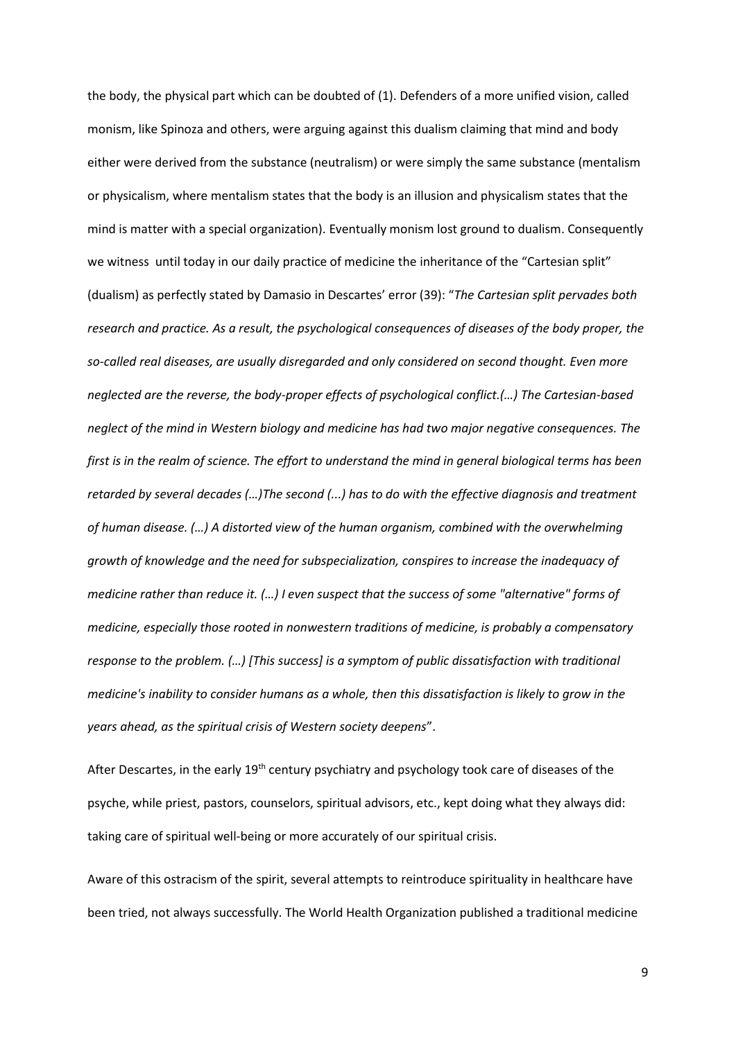the body, the physical part which can be doubted of (1). Defenders of a more unified vision, called monism, like Spinoza and others, were arguing against this dualism claiming that mind and body either were derived from the substance (neutralism) or were simply the same substance (mentalism or physicalism, where mentalism states that the body is an illusion and physicalism states that the mind is matter with a special organization). Eventually monism lost ground to dualism. Consequently we witness until today in our daily practice of medicine the inheritance of the "Cartesian split" (dualism) as perfectly stated by Damasio in Descartes' error (39): "*The Cartesian split pervades both research and practice. As a result, the psychological consequences of diseases of the body proper, the so-called real diseases, are usually disregarded and only considered on second thought. Even more neglected are the reverse, the body-proper effects of psychological conflict.(…) The Cartesian-based neglect of the mind in Western biology and medicine has had two major negative consequences. The first is in the realm of science. The effort to understand the mind in general biological terms has been retarded by several decades (…)The second (...) has to do with the effective diagnosis and treatment of human disease. (…) A distorted view of the human organism, combined with the overwhelming growth of knowledge and the need for subspecialization, conspires to increase the inadequacy of medicine rather than reduce it. (…) I even suspect that the success of some "alternative" forms of medicine, especially those rooted in nonwestern traditions of medicine, is probably a compensatory response to the problem. (…) [This success] is a symptom of public dissatisfaction with traditional medicine's inability to consider humans as a whole, then this dissatisfaction is likely to grow in the years ahead, as the spiritual crisis of Western society deepens*".

After Descartes, in the early 19th century psychiatry and psychology took care of diseases of the psyche, while priest, pastors, counselors, spiritual advisors, etc., kept doing what they always did: taking care of spiritual well-being or more accurately of our spiritual crisis.

Aware of this ostracism of the spirit, several attempts to reintroduce spirituality in healthcare have been tried, not always successfully. The World Health Organization published a traditional medicine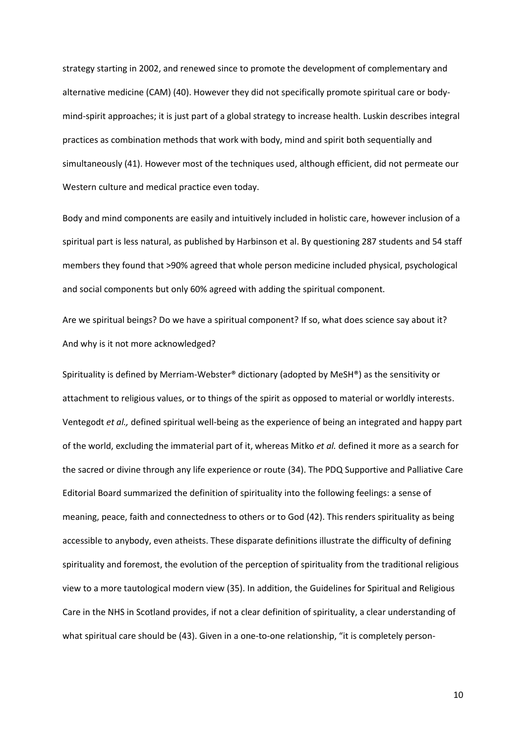strategy starting in 2002, and renewed since to promote the development of complementary and alternative medicine (CAM) (40). However they did not specifically promote spiritual care or body-mind-spirit approaches; it is just part of a global strategy to increase health. Luskin describes integral practices as combination methods that work with body, mind and spirit both sequentially and simultaneously (41). However most of the techniques used, although efficient, did not permeate our Western culture and medical practice even today.

Body and mind components are easily and intuitively included in holistic care, however inclusion of a spiritual part is less natural, as published by Harbinson et al. By questioning 287 students and 54 staff members they found that >90% agreed that whole person medicine included physical, psychological and social components but only 60% agreed with adding the spiritual component.

Are we spiritual beings? Do we have a spiritual component? If so, what does science say about it? And why is it not more acknowledged?

Spirituality is defined by Merriam-Webster® dictionary (adopted by MeSH®) as the sensitivity or attachment to religious values, or to things of the spirit as opposed to material or worldly interests. Ventegodt *et al.,* defined spiritual well-being as the experience of being an integrated and happy part of the world, excluding the immaterial part of it, whereas Mitko *et al.* defined it more as a search for the sacred or divine through any life experience or route (34). The PDQ Supportive and Palliative Care Editorial Board summarized the definition of spirituality into the following feelings: a sense of meaning, peace, faith and connectedness to others or to God (42). This renders spirituality as being accessible to anybody, even atheists. These disparate definitions illustrate the difficulty of defining spirituality and foremost, the evolution of the perception of spirituality from the traditional religious view to a more tautological modern view (35). In addition, the Guidelines for Spiritual and Religious Care in the NHS in Scotland provides, if not a clear definition of spirituality, a clear understanding of what spiritual care should be (43). Given in a one-to-one relationship, "it is completely person-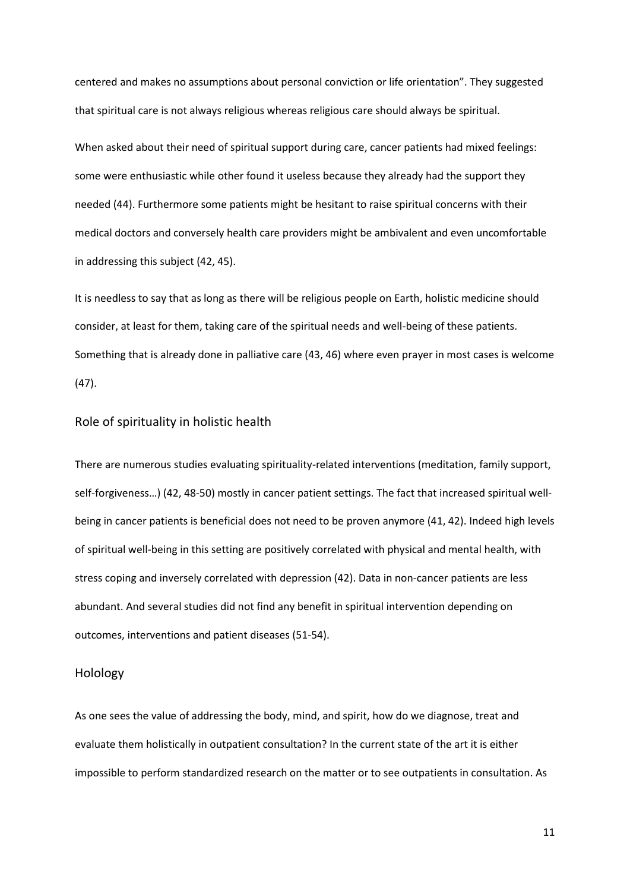centered and makes no assumptions about personal conviction or life orientation". They suggested that spiritual care is not always religious whereas religious care should always be spiritual.

When asked about their need of spiritual support during care, cancer patients had mixed feelings: some were enthusiastic while other found it useless because they already had the support they needed (44). Furthermore some patients might be hesitant to raise spiritual concerns with their medical doctors and conversely health care providers might be ambivalent and even uncomfortable in addressing this subject (42, 45).

It is needless to say that as long as there will be religious people on Earth, holistic medicine should consider, at least for them, taking care of the spiritual needs and well-being of these patients. Something that is already done in palliative care (43, 46) where even prayer in most cases is welcome (47).

## Role of spirituality in holistic health

There are numerous studies evaluating spirituality-related interventions (meditation, family support, self-forgiveness…) (42, 48-50) mostly in cancer patient settings. The fact that increased spiritual well-being in cancer patients is beneficial does not need to be proven anymore (41, 42). Indeed high levels of spiritual well-being in this setting are positively correlated with physical and mental health, with stress coping and inversely correlated with depression (42). Data in non-cancer patients are less abundant. And several studies did not find any benefit in spiritual intervention depending on outcomes, interventions and patient diseases (51-54).

## Holology

As one sees the value of addressing the body, mind, and spirit, how do we diagnose, treat and evaluate them holistically in outpatient consultation? In the current state of the art it is either impossible to perform standardized research on the matter or to see outpatients in consultation. As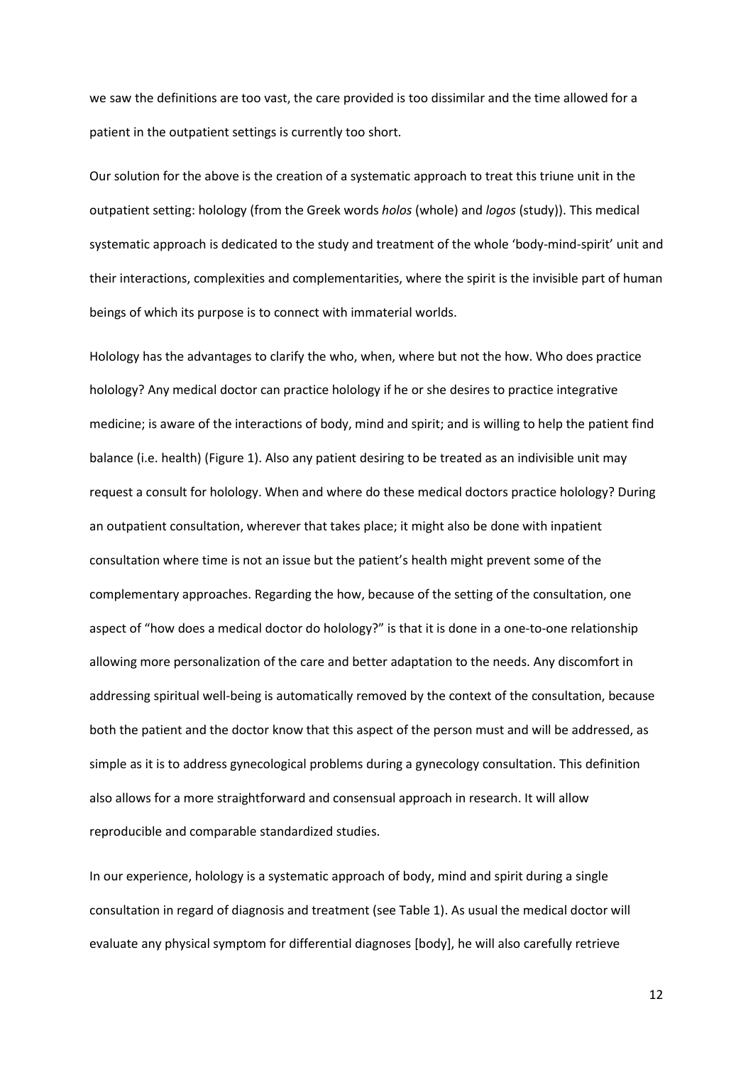we saw the definitions are too vast, the care provided is too dissimilar and the time allowed for a patient in the outpatient settings is currently too short.

Our solution for the above is the creation of a systematic approach to treat this triune unit in the outpatient setting: holology (from the Greek words *holos* (whole) and *logos* (study)). This medical systematic approach is dedicated to the study and treatment of the whole 'body-mind-spirit' unit and their interactions, complexities and complementarities, where the spirit is the invisible part of human beings of which its purpose is to connect with immaterial worlds.

Holology has the advantages to clarify the who, when, where but not the how. Who does practice holology? Any medical doctor can practice holology if he or she desires to practice integrative medicine; is aware of the interactions of body, mind and spirit; and is willing to help the patient find balance (i.e. health) (Figure 1). Also any patient desiring to be treated as an indivisible unit may request a consult for holology. When and where do these medical doctors practice holology? During an outpatient consultation, wherever that takes place; it might also be done with inpatient consultation where time is not an issue but the patient's health might prevent some of the complementary approaches. Regarding the how, because of the setting of the consultation, one aspect of "how does a medical doctor do holology?" is that it is done in a one-to-one relationship allowing more personalization of the care and better adaptation to the needs. Any discomfort in addressing spiritual well-being is automatically removed by the context of the consultation, because both the patient and the doctor know that this aspect of the person must and will be addressed, as simple as it is to address gynecological problems during a gynecology consultation. This definition also allows for a more straightforward and consensual approach in research. It will allow reproducible and comparable standardized studies.

In our experience, holology is a systematic approach of body, mind and spirit during a single consultation in regard of diagnosis and treatment (see Table 1). As usual the medical doctor will evaluate any physical symptom for differential diagnoses [body], he will also carefully retrieve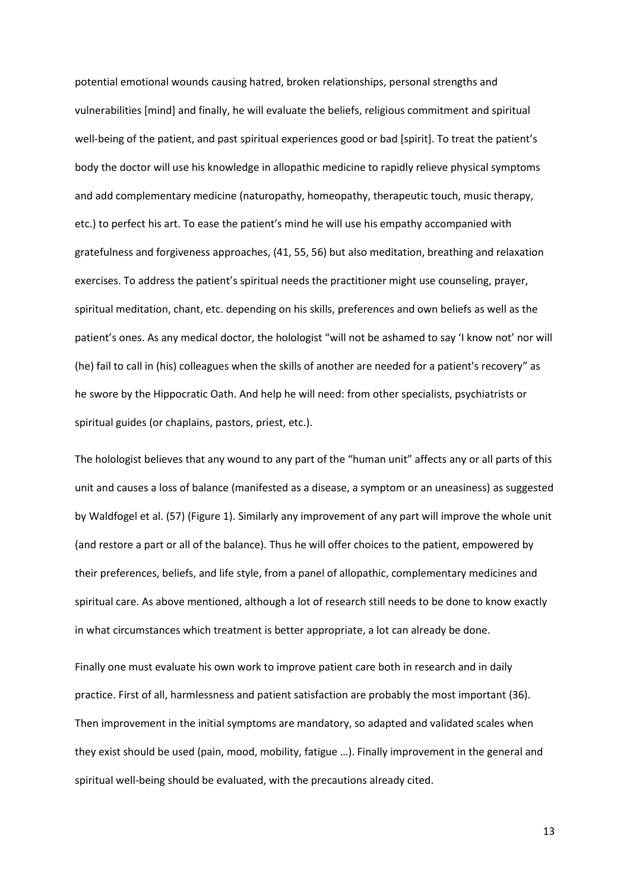potential emotional wounds causing hatred, broken relationships, personal strengths and vulnerabilities [mind] and finally, he will evaluate the beliefs, religious commitment and spiritual well-being of the patient, and past spiritual experiences good or bad [spirit]. To treat the patient's body the doctor will use his knowledge in allopathic medicine to rapidly relieve physical symptoms and add complementary medicine (naturopathy, homeopathy, therapeutic touch, music therapy, etc.) to perfect his art. To ease the patient's mind he will use his empathy accompanied with gratefulness and forgiveness approaches, (41, 55, 56) but also meditation, breathing and relaxation exercises. To address the patient's spiritual needs the practitioner might use counseling, prayer, spiritual meditation, chant, etc. depending on his skills, preferences and own beliefs as well as the patient's ones. As any medical doctor, the holologist "will not be ashamed to say 'I know not' nor will (he) fail to call in (his) colleagues when the skills of another are needed for a patient's recovery" as he swore by the Hippocratic Oath. And help he will need: from other specialists, psychiatrists or spiritual guides (or chaplains, pastors, priest, etc.).

The holologist believes that any wound to any part of the "human unit" affects any or all parts of this unit and causes a loss of balance (manifested as a disease, a symptom or an uneasiness) as suggested by Waldfogel et al. (57) (Figure 1). Similarly any improvement of any part will improve the whole unit (and restore a part or all of the balance). Thus he will offer choices to the patient, empowered by their preferences, beliefs, and life style, from a panel of allopathic, complementary medicines and spiritual care. As above mentioned, although a lot of research still needs to be done to know exactly in what circumstances which treatment is better appropriate, a lot can already be done.

Finally one must evaluate his own work to improve patient care both in research and in daily practice. First of all, harmlessness and patient satisfaction are probably the most important (36). Then improvement in the initial symptoms are mandatory, so adapted and validated scales when they exist should be used (pain, mood, mobility, fatigue …). Finally improvement in the general and spiritual well-being should be evaluated, with the precautions already cited.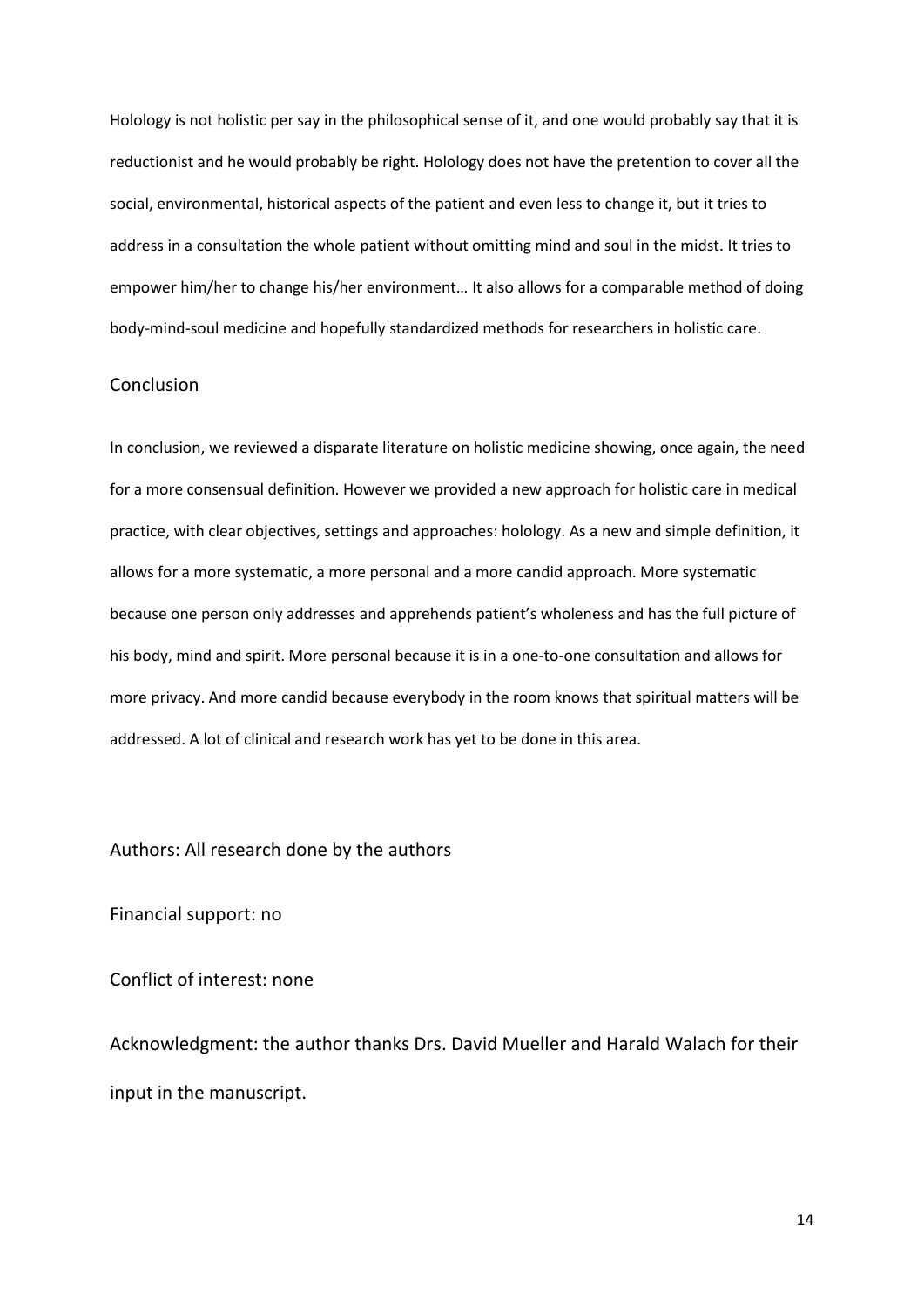Holology is not holistic per say in the philosophical sense of it, and one would probably say that it is reductionist and he would probably be right. Holology does not have the pretention to cover all the social, environmental, historical aspects of the patient and even less to change it, but it tries to address in a consultation the whole patient without omitting mind and soul in the midst. It tries to empower him/her to change his/her environment… It also allows for a comparable method of doing body-mind-soul medicine and hopefully standardized methods for researchers in holistic care.

## Conclusion

In conclusion, we reviewed a disparate literature on holistic medicine showing, once again, the need for a more consensual definition. However we provided a new approach for holistic care in medical practice, with clear objectives, settings and approaches: holology. As a new and simple definition, it allows for a more systematic, a more personal and a more candid approach. More systematic because one person only addresses and apprehends patient's wholeness and has the full picture of his body, mind and spirit. More personal because it is in a one-to-one consultation and allows for more privacy. And more candid because everybody in the room knows that spiritual matters will be addressed. A lot of clinical and research work has yet to be done in this area.

Authors: All research done by the authors

Financial support: no

Conflict of interest: none

Acknowledgment: the author thanks Drs. David Mueller and Harald Walach for their input in the manuscript.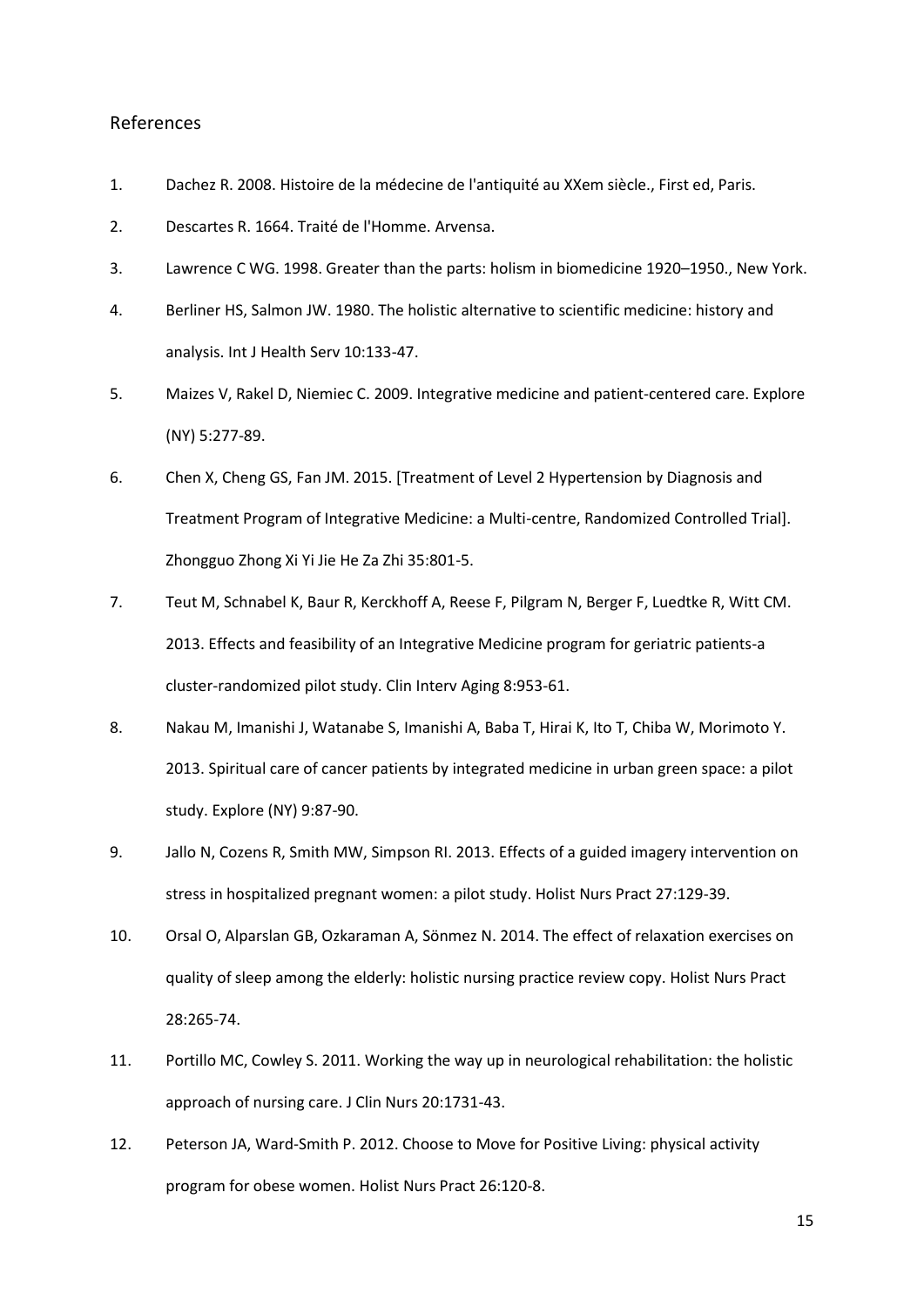## References

1. Dachez R. 2008. Histoire de la médecine de l'antiquité au XXem siècle., First ed, Paris.
2. Descartes R. 1664. Traité de l'Homme. Arvensa.
3. Lawrence C WG. 1998. Greater than the parts: holism in biomedicine 1920–1950., New York.
4. Berliner HS, Salmon JW. 1980. The holistic alternative to scientific medicine: history and analysis. Int J Health Serv 10:133-47.
5. Maizes V, Rakel D, Niemiec C. 2009. Integrative medicine and patient-centered care. Explore (NY) 5:277-89.
6. Chen X, Cheng GS, Fan JM. 2015. [Treatment of Level 2 Hypertension by Diagnosis and Treatment Program of Integrative Medicine: a Multi-centre, Randomized Controlled Trial]. Zhongguo Zhong Xi Yi Jie He Za Zhi 35:801-5.
7. Teut M, Schnabel K, Baur R, Kerckhoff A, Reese F, Pilgram N, Berger F, Luedtke R, Witt CM. 2013. Effects and feasibility of an Integrative Medicine program for geriatric patients-a cluster-randomized pilot study. Clin Interv Aging 8:953-61.
8. Nakau M, Imanishi J, Watanabe S, Imanishi A, Baba T, Hirai K, Ito T, Chiba W, Morimoto Y. 2013. Spiritual care of cancer patients by integrated medicine in urban green space: a pilot study. Explore (NY) 9:87-90.
9. Jallo N, Cozens R, Smith MW, Simpson RI. 2013. Effects of a guided imagery intervention on stress in hospitalized pregnant women: a pilot study. Holist Nurs Pract 27:129-39.
10. Orsal O, Alparslan GB, Ozkaraman A, Sönmez N. 2014. The effect of relaxation exercises on quality of sleep among the elderly: holistic nursing practice review copy. Holist Nurs Pract 28:265-74.
11. Portillo MC, Cowley S. 2011. Working the way up in neurological rehabilitation: the holistic approach of nursing care. J Clin Nurs 20:1731-43.
12. Peterson JA, Ward-Smith P. 2012. Choose to Move for Positive Living: physical activity program for obese women. Holist Nurs Pract 26:120-8.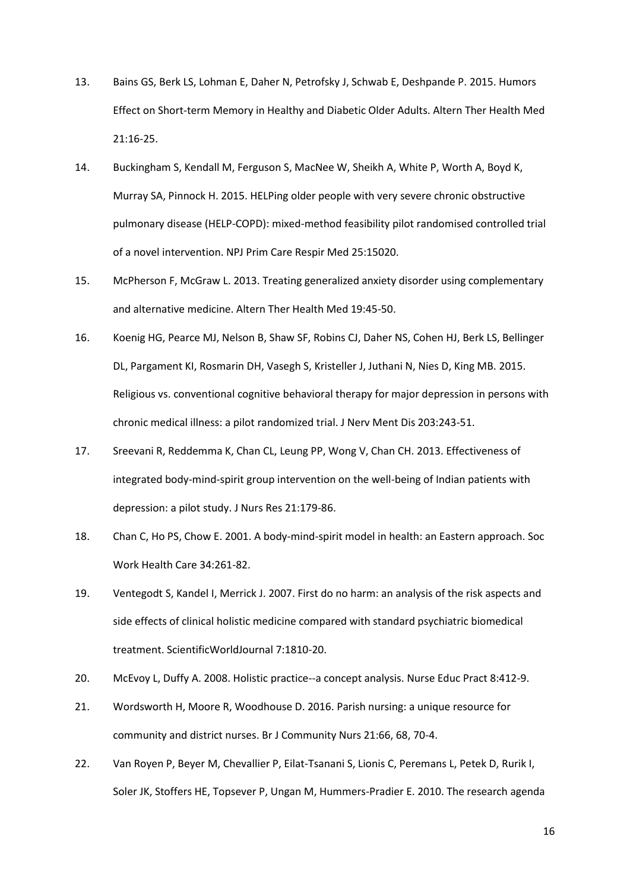13. Bains GS, Berk LS, Lohman E, Daher N, Petrofsky J, Schwab E, Deshpande P. 2015. Humors Effect on Short-term Memory in Healthy and Diabetic Older Adults. Altern Ther Health Med 21:16-25.

14. Buckingham S, Kendall M, Ferguson S, MacNee W, Sheikh A, White P, Worth A, Boyd K, Murray SA, Pinnock H. 2015. HELPing older people with very severe chronic obstructive pulmonary disease (HELP-COPD): mixed-method feasibility pilot randomised controlled trial of a novel intervention. NPJ Prim Care Respir Med 25:15020.

15. McPherson F, McGraw L. 2013. Treating generalized anxiety disorder using complementary and alternative medicine. Altern Ther Health Med 19:45-50.

16. Koenig HG, Pearce MJ, Nelson B, Shaw SF, Robins CJ, Daher NS, Cohen HJ, Berk LS, Bellinger DL, Pargament KI, Rosmarin DH, Vasegh S, Kristeller J, Juthani N, Nies D, King MB. 2015. Religious vs. conventional cognitive behavioral therapy for major depression in persons with chronic medical illness: a pilot randomized trial. J Nerv Ment Dis 203:243-51.

17. Sreevani R, Reddemma K, Chan CL, Leung PP, Wong V, Chan CH. 2013. Effectiveness of integrated body-mind-spirit group intervention on the well-being of Indian patients with depression: a pilot study. J Nurs Res 21:179-86.

18. Chan C, Ho PS, Chow E. 2001. A body-mind-spirit model in health: an Eastern approach. Soc Work Health Care 34:261-82.

19. Ventegodt S, Kandel I, Merrick J. 2007. First do no harm: an analysis of the risk aspects and side effects of clinical holistic medicine compared with standard psychiatric biomedical treatment. ScientificWorldJournal 7:1810-20.

20. McEvoy L, Duffy A. 2008. Holistic practice--a concept analysis. Nurse Educ Pract 8:412-9.

21. Wordsworth H, Moore R, Woodhouse D. 2016. Parish nursing: a unique resource for community and district nurses. Br J Community Nurs 21:66, 68, 70-4.

22. Van Royen P, Beyer M, Chevallier P, Eilat-Tsanani S, Lionis C, Peremans L, Petek D, Rurik I, Soler JK, Stoffers HE, Topsever P, Ungan M, Hummers-Pradier E. 2010. The research agenda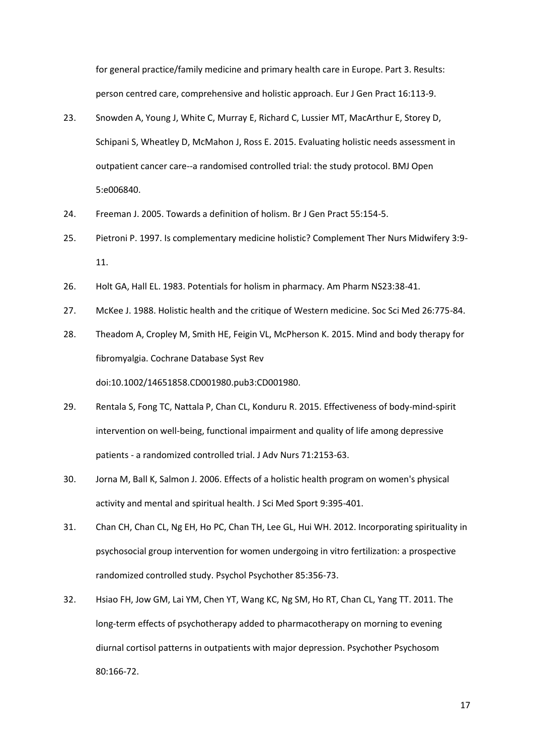for general practice/family medicine and primary health care in Europe. Part 3. Results: person centred care, comprehensive and holistic approach. Eur J Gen Pract 16:113-9.

23. Snowden A, Young J, White C, Murray E, Richard C, Lussier MT, MacArthur E, Storey D, Schipani S, Wheatley D, McMahon J, Ross E. 2015. Evaluating holistic needs assessment in outpatient cancer care--a randomised controlled trial: the study protocol. BMJ Open 5:e006840.
24. Freeman J. 2005. Towards a definition of holism. Br J Gen Pract 55:154-5.
25. Pietroni P. 1997. Is complementary medicine holistic? Complement Ther Nurs Midwifery 3:9-11.
26. Holt GA, Hall EL. 1983. Potentials for holism in pharmacy. Am Pharm NS23:38-41.
27. McKee J. 1988. Holistic health and the critique of Western medicine. Soc Sci Med 26:775-84.
28. Theadom A, Cropley M, Smith HE, Feigin VL, McPherson K. 2015. Mind and body therapy for fibromyalgia. Cochrane Database Syst Rev doi:10.1002/14651858.CD001980.pub3:CD001980.
29. Rentala S, Fong TC, Nattala P, Chan CL, Konduru R. 2015. Effectiveness of body-mind-spirit intervention on well-being, functional impairment and quality of life among depressive patients - a randomized controlled trial. J Adv Nurs 71:2153-63.
30. Jorna M, Ball K, Salmon J. 2006. Effects of a holistic health program on women's physical activity and mental and spiritual health. J Sci Med Sport 9:395-401.
31. Chan CH, Chan CL, Ng EH, Ho PC, Chan TH, Lee GL, Hui WH. 2012. Incorporating spirituality in psychosocial group intervention for women undergoing in vitro fertilization: a prospective randomized controlled study. Psychol Psychother 85:356-73.
32. Hsiao FH, Jow GM, Lai YM, Chen YT, Wang KC, Ng SM, Ho RT, Chan CL, Yang TT. 2011. The long-term effects of psychotherapy added to pharmacotherapy on morning to evening diurnal cortisol patterns in outpatients with major depression. Psychother Psychosom 80:166-72.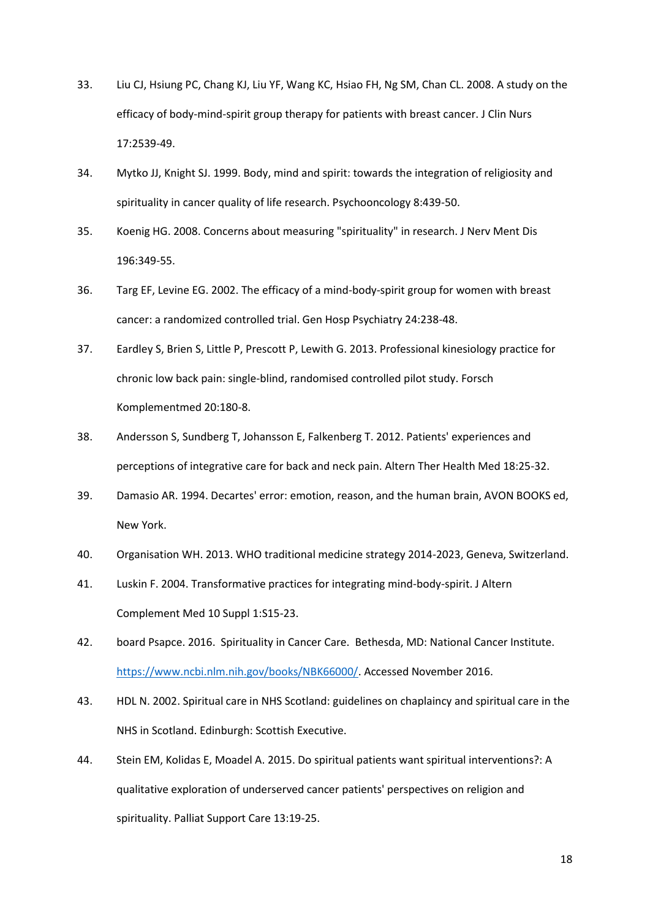33. Liu CJ, Hsiung PC, Chang KJ, Liu YF, Wang KC, Hsiao FH, Ng SM, Chan CL. 2008. A study on the efficacy of body-mind-spirit group therapy for patients with breast cancer. J Clin Nurs 17:2539-49.

34. Mytko JJ, Knight SJ. 1999. Body, mind and spirit: towards the integration of religiosity and spirituality in cancer quality of life research. Psychooncology 8:439-50.

35. Koenig HG. 2008. Concerns about measuring "spirituality" in research. J Nerv Ment Dis 196:349-55.

36. Targ EF, Levine EG. 2002. The efficacy of a mind-body-spirit group for women with breast cancer: a randomized controlled trial. Gen Hosp Psychiatry 24:238-48.

37. Eardley S, Brien S, Little P, Prescott P, Lewith G. 2013. Professional kinesiology practice for chronic low back pain: single-blind, randomised controlled pilot study. Forsch Komplementmed 20:180-8.

38. Andersson S, Sundberg T, Johansson E, Falkenberg T. 2012. Patients' experiences and perceptions of integrative care for back and neck pain. Altern Ther Health Med 18:25-32.

39. Damasio AR. 1994. Decartes' error: emotion, reason, and the human brain, AVON BOOKS ed, New York.

40. Organisation WH. 2013. WHO traditional medicine strategy 2014-2023, Geneva, Switzerland.

41. Luskin F. 2004. Transformative practices for integrating mind-body-spirit. J Altern Complement Med 10 Suppl 1:S15-23.

42. board Psapce. 2016. Spirituality in Cancer Care. Bethesda, MD: National Cancer Institute. https://www.ncbi.nlm.nih.gov/books/NBK66000/. Accessed November 2016.

43. HDL N. 2002. Spiritual care in NHS Scotland: guidelines on chaplaincy and spiritual care in the NHS in Scotland. Edinburgh: Scottish Executive.

44. Stein EM, Kolidas E, Moadel A. 2015. Do spiritual patients want spiritual interventions?: A qualitative exploration of underserved cancer patients' perspectives on religion and spirituality. Palliat Support Care 13:19-25.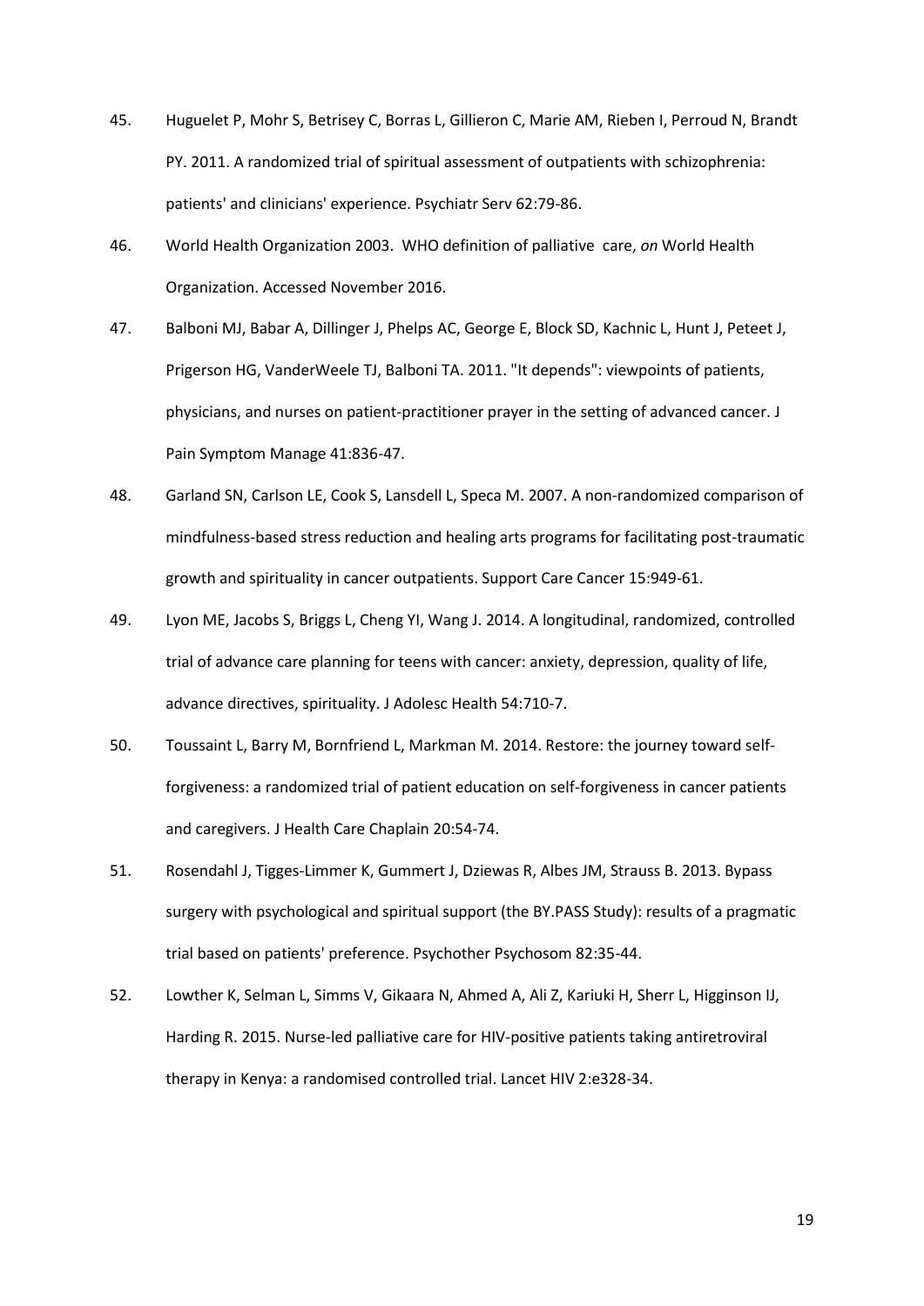45. Huguelet P, Mohr S, Betrisey C, Borras L, Gillieron C, Marie AM, Rieben I, Perroud N, Brandt PY. 2011. A randomized trial of spiritual assessment of outpatients with schizophrenia: patients' and clinicians' experience. Psychiatr Serv 62:79-86.

46. World Health Organization 2003. WHO definition of palliative care, *on* World Health Organization. Accessed November 2016.

47. Balboni MJ, Babar A, Dillinger J, Phelps AC, George E, Block SD, Kachnic L, Hunt J, Peteet J, Prigerson HG, VanderWeele TJ, Balboni TA. 2011. "It depends": viewpoints of patients, physicians, and nurses on patient-practitioner prayer in the setting of advanced cancer. J Pain Symptom Manage 41:836-47.

48. Garland SN, Carlson LE, Cook S, Lansdell L, Speca M. 2007. A non-randomized comparison of mindfulness-based stress reduction and healing arts programs for facilitating post-traumatic growth and spirituality in cancer outpatients. Support Care Cancer 15:949-61.

49. Lyon ME, Jacobs S, Briggs L, Cheng YI, Wang J. 2014. A longitudinal, randomized, controlled trial of advance care planning for teens with cancer: anxiety, depression, quality of life, advance directives, spirituality. J Adolesc Health 54:710-7.

50. Toussaint L, Barry M, Bornfriend L, Markman M. 2014. Restore: the journey toward self-forgiveness: a randomized trial of patient education on self-forgiveness in cancer patients and caregivers. J Health Care Chaplain 20:54-74.

51. Rosendahl J, Tigges-Limmer K, Gummert J, Dziewas R, Albes JM, Strauss B. 2013. Bypass surgery with psychological and spiritual support (the BY.PASS Study): results of a pragmatic trial based on patients' preference. Psychother Psychosom 82:35-44.

52. Lowther K, Selman L, Simms V, Gikaara N, Ahmed A, Ali Z, Kariuki H, Sherr L, Higginson IJ, Harding R. 2015. Nurse-led palliative care for HIV-positive patients taking antiretroviral therapy in Kenya: a randomised controlled trial. Lancet HIV 2:e328-34.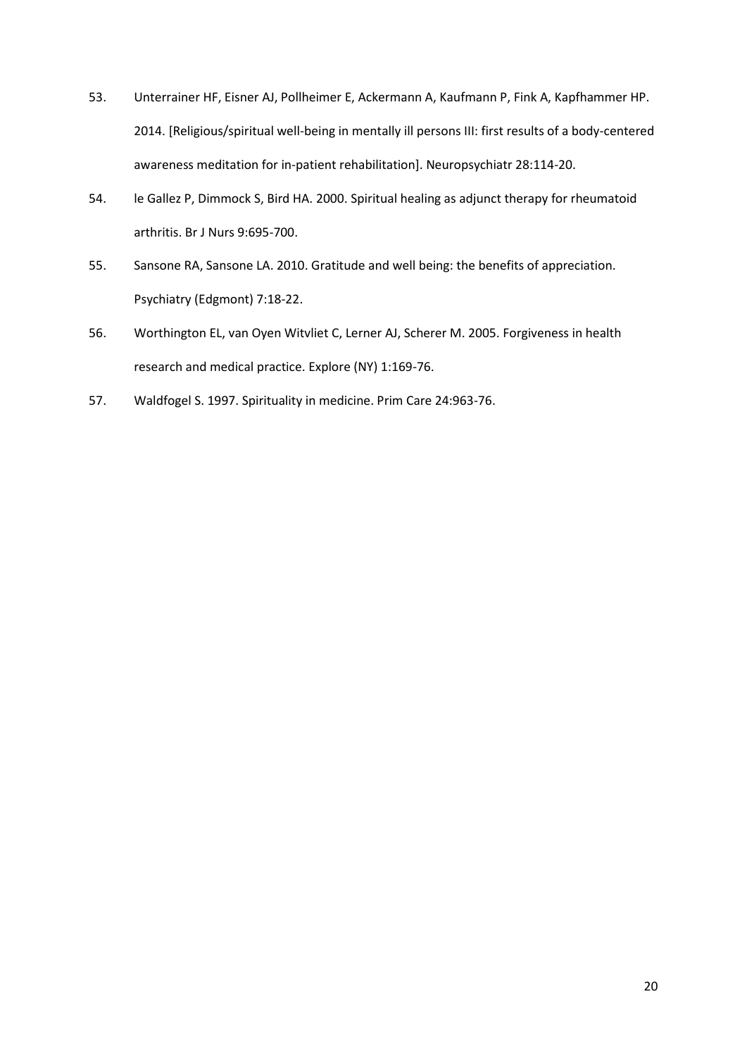53. Unterrainer HF, Eisner AJ, Pollheimer E, Ackermann A, Kaufmann P, Fink A, Kapfhammer HP. 2014. [Religious/spiritual well-being in mentally ill persons III: first results of a body-centered awareness meditation for in-patient rehabilitation]. Neuropsychiatr 28:114-20.
54. le Gallez P, Dimmock S, Bird HA. 2000. Spiritual healing as adjunct therapy for rheumatoid arthritis. Br J Nurs 9:695-700.
55. Sansone RA, Sansone LA. 2010. Gratitude and well being: the benefits of appreciation. Psychiatry (Edgmont) 7:18-22.
56. Worthington EL, van Oyen Witvliet C, Lerner AJ, Scherer M. 2005. Forgiveness in health research and medical practice. Explore (NY) 1:169-76.
57. Waldfogel S. 1997. Spirituality in medicine. Prim Care 24:963-76.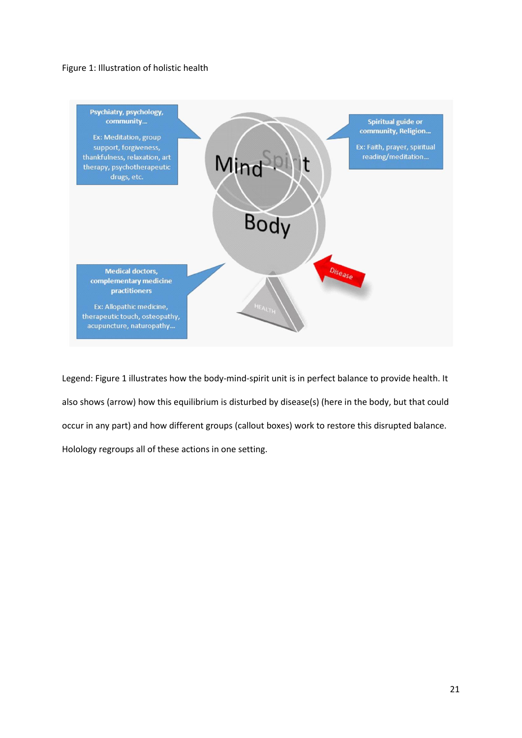Figure 1: Illustration of holistic health

Legend: Figure 1 illustrates how the body-mind-spirit unit is in perfect balance to provide health. It also shows (arrow) how this equilibrium is disturbed by disease(s) (here in the body, but that could occur in any part) and how different groups (callout boxes) work to restore this disrupted balance. Holology regroups all of these actions in one setting.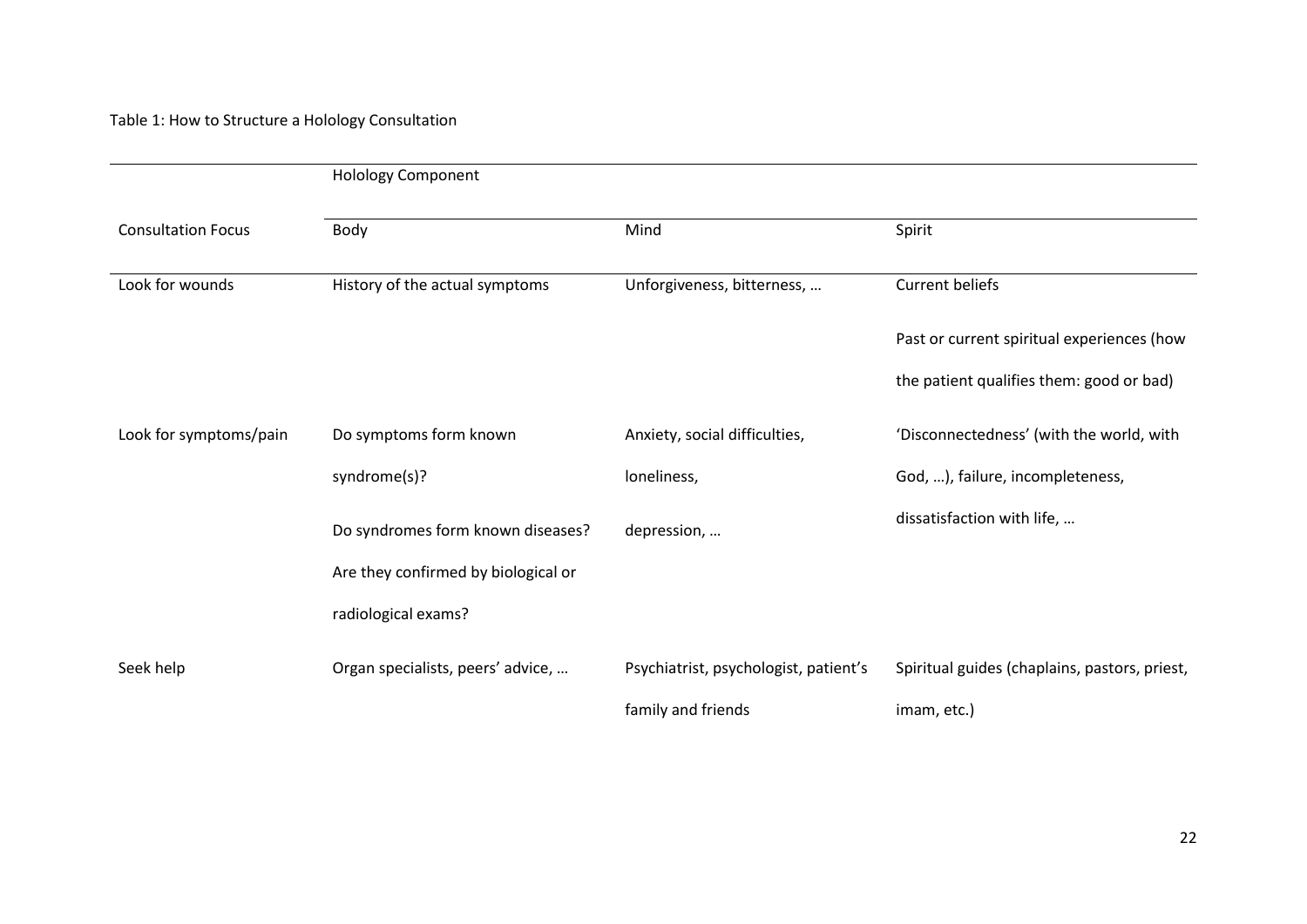Table 1: How to Structure a Holology Consultation

| | Hology Component | | |
|---|---|---|---|
| Consultation Focus | Body | Mind | Spirit |
| Look for wounds | History of the actual symptoms | Unforgiveness, bitterness, … | Current beliefs<br><br>Past or current spiritual experiences (how the patient qualifies them: good or bad) |
| Look for symptoms/pain | Do symptoms form known syndrome(s)?<br><br>Do syndromes form known diseases? Are they confirmed by biological or radiological exams? | Anxiety, social difficulties, loneliness,<br><br>depression, … | 'Disconnectedness' (with the world, with God, …), failure, incompleteness, dissatisfaction with life, … |
| Seek help | Organ specialists, peers' advice, … | Psychiatrist, psychologist, patient's family and friends | Spiritual guides (chaplains, pastors, priest, imam, etc.) |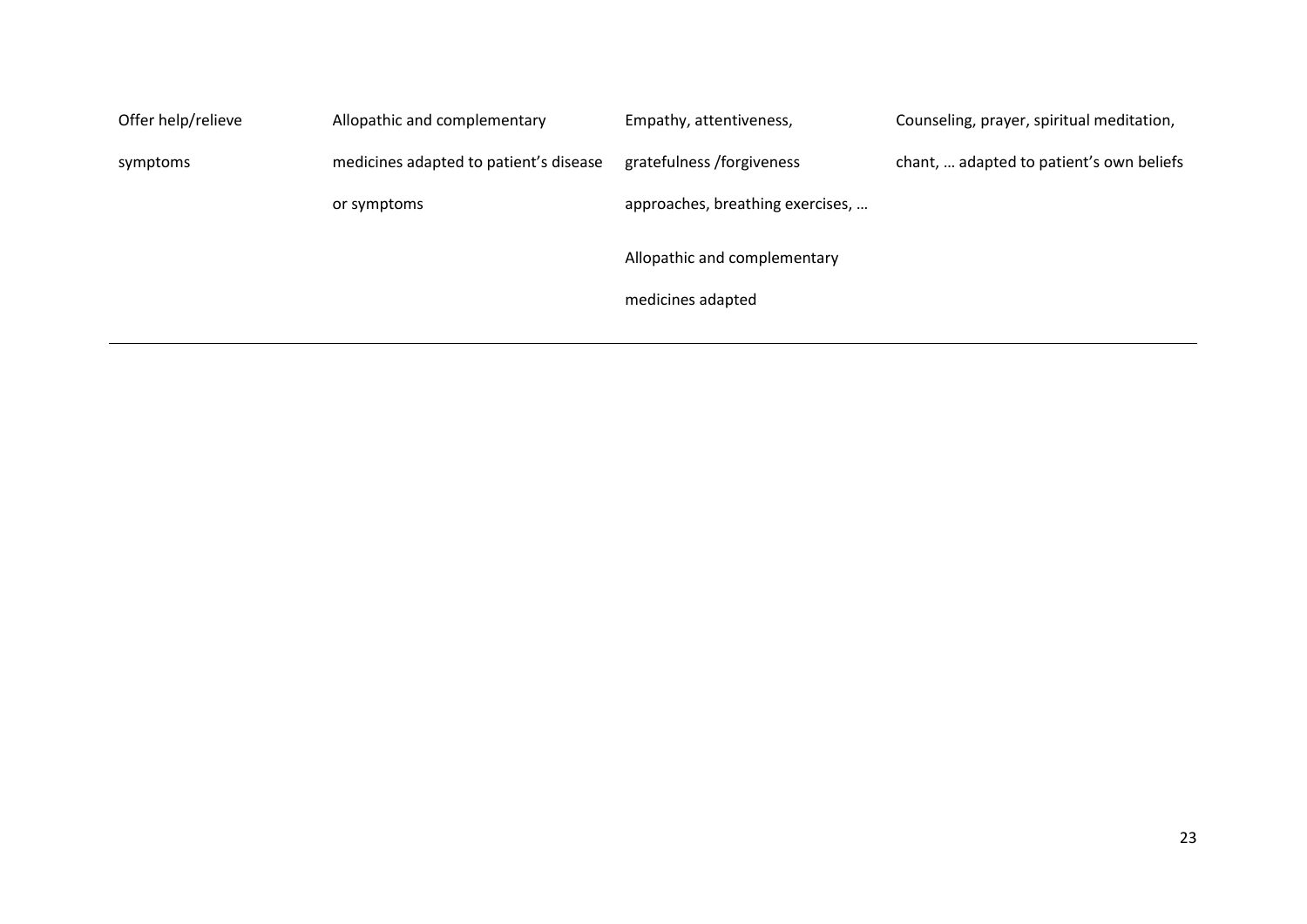| | | | |
|---|---|---|---|
| Offer help/relieve symptoms | Allopathic and complementary medicines adapted to patient's disease or symptoms | Empathy, attentiveness, gratefulness /forgiveness approaches, breathing exercises, … Allopathic and complementary medicines adapted | Counseling, prayer, spiritual meditation, chant, … adapted to patient's own beliefs |